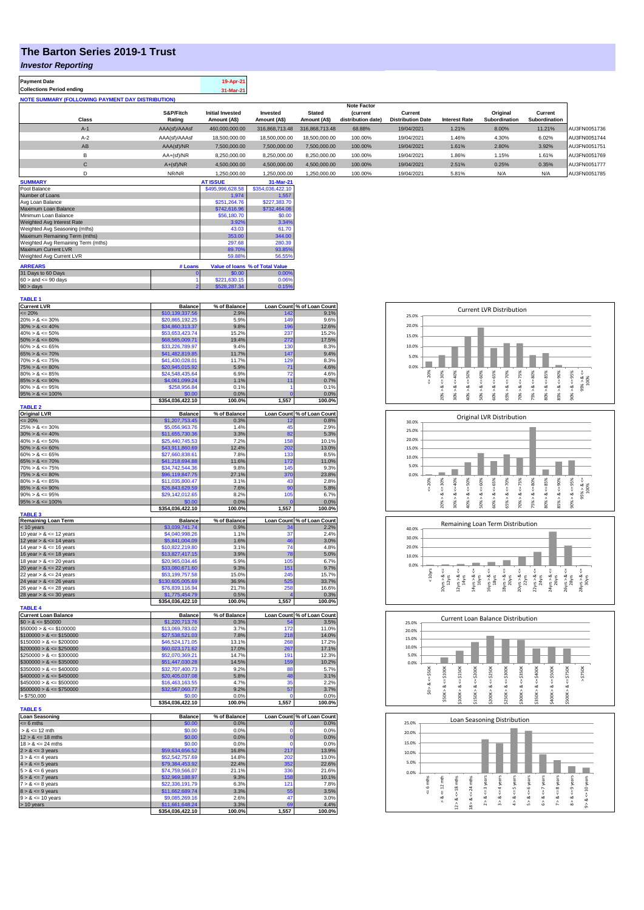# The Barton Series 2019-1 Trust

## *Investor Reporting*

| | |
|---|---|
| **Payment Date** | 19-Apr-21 |
| **Collections Period ending** | 31-Mar-21 |

**NOTE SUMMARY (FOLLOWING PAYMENT DAY DISTRIBUTION)**

| Class | S&P/Fitch Rating | Initial Invested Amount (A$) | Invested Amount (A$) | Stated Amount (A$) | Note Factor (current distribution date) | Current Distribution Date | Interest Rate | Original Subordination | Current Subordination | |
|---|---|---|---|---|---|---|---|---|---|---|
| A-1 | AAA(sf)/AAAsf | 460,000,000.00 | 316,868,713.48 | 316,868,713.48 | 68.88% | 19/04/2021 | 1.21% | 8.00% | 11.21% | AU3FN0051736 |
| A-2 | AAA(sf)/AAAsf | 18,500,000.00 | 18,500,000.00 | 18,500,000.00 | 100.00% | 19/04/2021 | 1.46% | 4.30% | 6.02% | AU3FN0051744 |
| AB | AAA(sf)/NR | 7,500,000.00 | 7,500,000.00 | 7,500,000.00 | 100.00% | 19/04/2021 | 1.61% | 2.80% | 3.92% | AU3FN0051751 |
| B | AA+(sf)/NR | 8,250,000.00 | 8,250,000.00 | 8,250,000.00 | 100.00% | 19/04/2021 | 1.86% | 1.15% | 1.61% | AU3FN0051769 |
| C | A+(sf)/NR | 4,500,000.00 | 4,500,000.00 | 4,500,000.00 | 100.00% | 19/04/2021 | 2.51% | 0.25% | 0.35% | AU3FN0051777 |
| D | NR/NR | 1,250,000.00 | 1,250,000.00 | 1,250,000.00 | 100.00% | 19/04/2021 | 5.81% | N/A | N/A | AU3FN0051785 |

| SUMMARY | AT ISSUE | 31-Mar-21 |
|---|---|---|
| Pool Balance | $495,996,628.58 | $354,036,422.10 |
| Number of Loans | 1,974 | 1,557 |
| Avg Loan Balance | $251,264.76 | $227,383.70 |
| Maximum Loan Balance | $742,616.96 | $732,464.06 |
| Minimum Loan Balance | $56,180.70 | $0.00 |
| Weighted Avg Interest Rate | 3.92% | 3.34% |
| Weighted Avg Seasoning (mths) | 43.03 | 61.70 |
| Maximum Remaining Term (mths) | 353.00 | 344.00 |
| Weighted Avg Remaining Term (mths) | 297.68 | 280.39 |
| Maximum Current LVR | 89.70% | 93.85% |
| Weighted Avg Current LVR | 59.88% | 56.55% |

| ARREARS | # Loans | Value of loans | % of Total Value |
|---|---|---|---|
| 31 Days to 60 Days | 0 | $0.00 | 0.00% |
| 60 > and <= 90 days | 1 | $221,630.15 | 0.06% |
| 90 > days | 2 | $528,287.34 | 0.15% |

**TABLE 1**

| Current LVR | Balance | % of Balance | Loan Count | % of Loan Count |
|---|---|---|---|---|
| <= 20% | $10,139,337.56 | 2.9% | 142 | 9.1% |
| 20% > & <= 30% | $20,865,192.25 | 5.9% | 149 | 9.6% |
| 30% > & <= 40% | $34,860,313.37 | 9.8% | 196 | 12.6% |
| 40% > & <= 50% | $53,653,423.74 | 15.2% | 237 | 15.2% |
| 50% > & <= 60% | $68,565,009.71 | 19.4% | 272 | 17.5% |
| 60% > & <= 65% | $33,226,789.97 | 9.4% | 130 | 8.3% |
| 65% > & <= 70% | $41,482,819.85 | 11.7% | 147 | 9.4% |
| 70% > & <= 75% | $41,430,028.01 | 11.7% | 129 | 8.3% |
| 75% > & <= 80% | $20,945,015.92 | 5.9% | 71 | 4.6% |
| 80% > & <= 85% | $24,548,435.64 | 6.9% | 72 | 4.6% |
| 85% > & <= 90% | $4,061,099.24 | 1.1% | 11 | 0.7% |
| 90% > & <= 95% | $258,956.84 | 0.1% | 1 | 0.1% |
| 95% > & <= 100% | $0.00 | 0.0% | 0 | 0.0% |
| | $354,036,422.10 | 100.0% | 1,557 | 100.0% |

**TABLE 2**

| Original LVR | Balance | % of Balance | Loan Count | % of Loan Count |
|---|---|---|---|---|
| <= 20% | $1,207,753.45 | 0.3% | 12 | 0.8% |
| 25% > & <= 30% | $5,056,963.76 | 1.4% | 45 | 2.9% |
| 30% > & <= 40% | $11,655,730.36 | 3.3% | 82 | 5.3% |
| 40% > & <= 50% | $25,440,745.53 | 7.2% | 158 | 10.1% |
| 50% > & <= 60% | $43,911,860.69 | 12.4% | 202 | 13.0% |
| 60% > & <= 65% | $27,660,838.61 | 7.8% | 133 | 8.5% |
| 65% > & <= 70% | $41,218,694.88 | 11.6% | 172 | 11.0% |
| 70% > & <= 75% | $34,742,544.36 | 9.8% | 145 | 9.3% |
| 75% > & <= 80% | $96,119,847.75 | 27.1% | 370 | 23.8% |
| 80% > & <= 85% | $11,035,800.47 | 3.1% | 43 | 2.8% |
| 85% > & <= 90% | $26,843,629.59 | 7.6% | 90 | 5.8% |
| 90% > & <= 95% | $29,142,012.65 | 8.2% | 105 | 6.7% |
| 95% > & <= 100% | $0.00 | 0.0% | 0 | 0.0% |
| | $354,036,422.10 | 100.0% | 1,557 | 100.0% |

**TABLE 3**

| Remaining Loan Term | Balance | % of Balance | Loan Count | % of Loan Count |
|---|---|---|---|---|
| < 10 years | $3,039,741.74 | 0.9% | 34 | 2.2% |
| 10 year > & <= 12 years | $4,040,998.26 | 1.1% | 37 | 2.4% |
| 12 year > & <= 14 years | $5,841,004.09 | 1.6% | 46 | 3.0% |
| 14 year > & <= 16 years | $10,822,219.80 | 3.1% | 74 | 4.8% |
| 16 year > & <= 18 years | $13,827,417.15 | 3.9% | 78 | 5.0% |
| 18 year > & <= 20 years | $20,965,034.46 | 5.9% | 105 | 6.7% |
| 20 year > & <= 22 years | $33,080,671.60 | 9.3% | 151 | 9.7% |
| 22 year > & <= 24 years | $53,199,757.58 | 15.0% | 245 | 15.7% |
| 24 year > & <= 26 years | $130,605,005.69 | 36.9% | 525 | 33.7% |
| 26 year > & <= 28 years | $76,839,116.94 | 21.7% | 258 | 16.6% |
| 28 year > & <= 30 years | $1,775,454.79 | 0.5% | 4 | 0.3% |
| | $354,036,422.10 | 100.0% | 1,557 | 100.0% |

**TABLE 4**

| Current Loan Balance | Balance | % of Balance | Loan Count | % of Loan Count |
|---|---|---|---|---|
| $0 > & <= $50000 | $1,220,713.76 | 0.3% | 54 | 3.5% |
| $50000 > & <= $100000 | $13,069,783.02 | 3.7% | 172 | 11.0% |
| $100000 > & <= $150000 | $27,538,521.03 | 7.8% | 218 | 14.0% |
| $150000 > & <= $200000 | $46,524,171.05 | 13.1% | 268 | 17.2% |
| $200000 > & <= $250000 | $60,023,171.62 | 17.0% | 267 | 17.1% |
| $250000 > & <= $300000 | $52,070,369.21 | 14.7% | 191 | 12.3% |
| $300000 > & <= $350000 | $51,447,030.28 | 14.5% | 159 | 10.2% |
| $350000 > & <= $400000 | $32,707,400.73 | 9.2% | 88 | 5.7% |
| $400000 > & <= $450000 | $20,405,037.08 | 5.8% | 48 | 3.1% |
| $450000 > & <= $500000 | $16,463,163.55 | 4.7% | 35 | 2.2% |
| $500000 > & <= $750000 | $32,567,060.77 | 9.2% | 57 | 3.7% |
| > $750,000 | $0.00 | 0.0% | 0 | 0.0% |
| | $354,036,422.10 | 100.0% | 1,557 | 100.0% |

**TABLE 5**

| Loan Seasoning | Balance | % of Balance | Loan Count | % of Loan Count |
|---|---|---|---|---|
| <= 6 mths | $0.00 | 0.0% | 0 | 0.0% |
| > & <= 12 mth | $0.00 | 0.0% | 0 | 0.0% |
| 12 > & <= 18 mths | $0.00 | 0.0% | 0 | 0.0% |
| 18 > & <= 24 mths | $0.00 | 0.0% | 0 | 0.0% |
| 2 > & <= 3 years | $59,634,656.52 | 16.8% | 217 | 13.9% |
| 3 > & <= 4 years | $52,542,757.69 | 14.8% | 202 | 13.0% |
| 4 > & <= 5 years | $79,384,453.92 | 22.4% | 352 | 22.6% |
| 5 > & <= 6 years | $74,759,566.07 | 21.1% | 336 | 21.6% |
| 6 > & <= 7 years | $32,969,188.97 | 9.3% | 158 | 10.1% |
| 7 > & <= 8 years | $22,336,191.79 | 6.3% | 121 | 7.8% |
| 8 > & <= 9 years | $11,662,689.74 | 3.3% | 55 | 3.5% |
| 9 > & <= 10 years | $9,085,269.16 | 2.6% | 47 | 3.0% |
| > 10 years | $11,661,648.24 | 3.3% | 69 | 4.4% |
| | $354,036,422.10 | 100.0% | 1,557 | 100.0% |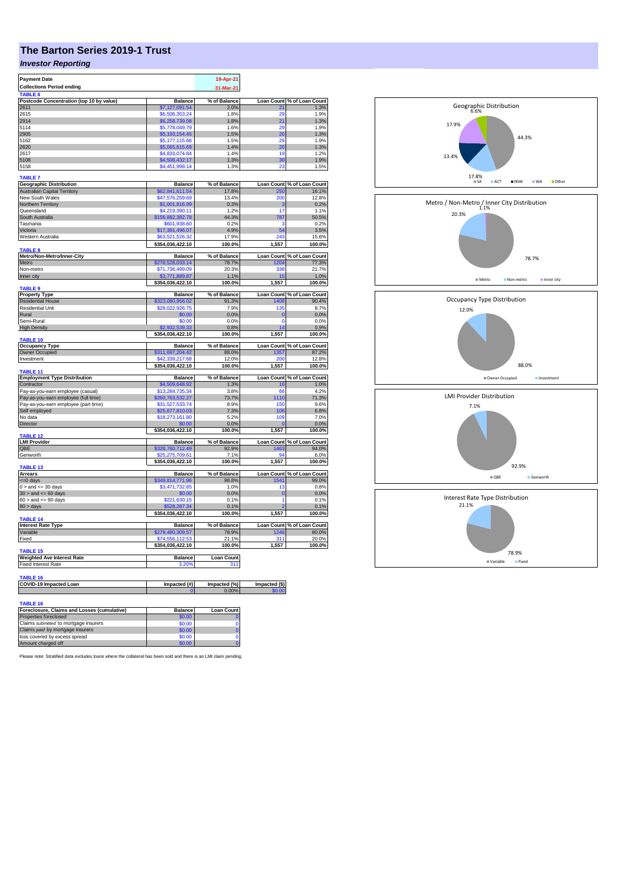# The Barton Series 2019-1 Trust

## *Investor Reporting*

| Payment Date | 19-Apr-21 |
|---|---|
| Collections Period ending | 31-Mar-21 |

**TABLE 6**

| Postcode Concentration (top 10 by value) | Balance | % of Balance | Loan Count | % of Loan Count |
|---|---|---|---|---|
| 2611 | $7,127,091.54 | 2.0% | 21 | 1.3% |
| 2615 | $6,506,353.24 | 1.8% | 29 | 1.9% |
| 2914 | $6,258,739.08 | 1.8% | 21 | 1.3% |
| 5114 | $5,778,049.79 | 1.6% | 29 | 1.9% |
| 2905 | $5,193,154.45 | 1.5% | 20 | 1.3% |
| 5162 | $5,177,115.66 | 1.5% | 29 | 1.9% |
| 2620 | $5,065,615.69 | 1.4% | 20 | 1.3% |
| 2617 | $4,833,074.84 | 1.4% | 19 | 1.2% |
| 5108 | $4,506,432.17 | 1.3% | 30 | 1.9% |
| 5158 | $4,451,998.14 | 1.3% | 23 | 1.5% |

**TABLE 7**

| Geographic Distribution | Balance | % of Balance | Loan Count | % of Loan Count |
|---|---|---|---|---|
| Australian Capital Territory | $62,841,611.54 | 17.8% | 250 | 16.1% |
| New South Wales | $47,576,259.69 | 13.4% | 200 | 12.8% |
| Northern Territory | $1,001,816.99 | 0.3% | 3 | 0.2% |
| Queensland | $4,219,390.11 | 1.2% | 17 | 1.1% |
| South Australia | $156,882,382.78 | 44.3% | 787 | 50.5% |
| Tasmania | $601,938.60 | 0.2% | 3 | 0.2% |
| Victoria | $17,391,496.07 | 4.9% | 54 | 3.5% |
| Western Australia | $63,521,526.32 | 17.9% | 243 | 15.6% |
| | $354,036,422.10 | 100.0% | 1,557 | 100.0% |

**TABLE 8**

| Metro/Non-Metro/Inner-City | Balance | % of Balance | Loan Count | % of Loan Count |
|---|---|---|---|---|
| Metro | $278,528,033.14 | 78.7% | 1204 | 77.3% |
| Non-metro | $71,736,499.09 | 20.3% | 338 | 21.7% |
| Inner city | $3,771,889.87 | 1.1% | 15 | 1.0% |
| | $354,036,422.10 | 100.0% | 1,557 | 100.0% |

**TABLE 9**

| Property Type | Balance | % of Balance | Loan Count | % of Loan Count |
|---|---|---|---|---|
| Residential House | $323,080,956.02 | 91.3% | 1408 | 90.4% |
| Residential Unit | $28,022,926.75 | 7.9% | 135 | 8.7% |
| Rural | $0.00 | 0.0% | 0 | 0.0% |
| Semi-Rural | $0.00 | 0.0% | 0 | 0.0% |
| High Density | $2,932,539.33 | 0.8% | 14 | 0.9% |
| | $354,036,422.10 | 100.0% | 1,557 | 100.0% |

**TABLE 10**

| Occupancy Type | Balance | % of Balance | Loan Count | % of Loan Count |
|---|---|---|---|---|
| Owner Occupied | $311,697,204.42 | 88.0% | 1357 | 87.2% |
| Investment | $42,339,217.68 | 12.0% | 200 | 12.8% |
| | $354,036,422.10 | 100.0% | 1,557 | 100.0% |

**TABLE 11**

| Employment Type Distribution | Balance | % of Balance | Loan Count | % of Loan Count |
|---|---|---|---|---|
| Contractor | $4,509,648.92 | 1.3% | 16 | 1.0% |
| Pay-as-you-earn employee (casual) | $13,284,735.34 | 3.8% | 66 | 4.2% |
| Pay-as-you-earn employee (full time) | $260,763,532.27 | 73.7% | 1110 | 71.3% |
| Pay-as-you-earn employee (part time) | $31,527,533.74 | 8.9% | 150 | 9.6% |
| Self employed | $25,677,810.03 | 7.3% | 106 | 6.8% |
| No data | $18,273,161.80 | 5.2% | 109 | 7.0% |
| Director | $0.00 | 0.0% | 0 | 0.0% |
| | $354,036,422.10 | 100.0% | 1,557 | 100.0% |

**TABLE 12**

| LMI Provider | Balance | % of Balance | Loan Count | % of Loan Count |
|---|---|---|---|---|
| QBE | $328,760,712.49 | 92.9% | 1463 | 94.0% |
| Genworth | $25,275,709.61 | 7.1% | 94 | 6.0% |
| | $354,036,422.10 | 100.0% | 1,557 | 100.0% |

**TABLE 13**

| Arrears | Balance | % of Balance | Loan Count | % of Loan Count |
|---|---|---|---|---|
| <=0 days | $349,814,771.96 | 98.8% | 1541 | 99.0% |
| 0 > and <= 30 days | $3,471,732.65 | 1.0% | 13 | 0.8% |
| 30 > and <= 60 days | $0.00 | 0.0% | 0 | 0.0% |
| 60 > and <= 90 days | $221,630.15 | 0.1% | 1 | 0.1% |
| 90 > days | $528,287.34 | 0.1% | 2 | 0.1% |
| | $354,036,422.10 | 100.0% | 1,557 | 100.0% |

**TABLE 14**

| Interest Rate Type | Balance | % of Balance | Loan Count | % of Loan Count |
|---|---|---|---|---|
| Variable | $279,480,309.57 | 78.9% | 1246 | 80.0% |
| Fixed | $74,556,112.53 | 21.1% | 311 | 20.0% |
| | $354,036,422.10 | 100.0% | 1,557 | 100.0% |

**TABLE 15**

| Weighted Ave Interest Rate | Balance | Loan Count |
|---|---|---|
| Fixed Interest Rate | 3.20% | 311 |

**TABLE 16**

| COVID-19 Impacted Loan | Impacted (#) | Impacted (%) | Impacted ($) |
|---|---|---|---|
| | 0 | 0.00% | $0.00 |

**TABLE 16**

| Foreclosure, Claims and Losses (cumulative) | Balance | Loan Count |
|---|---|---|
| Properties foreclosed | $0.00 | 0 |
| Claims *submitted* to mortgage insurers | $0.00 | 0 |
| Claims *paid* by mortgage insurers | $0.00 | 0 |
| loss covered by excess spread | $0.00 | 0 |
| Amount charged off | $0.00 | 0 |

Please note: Stratified data excludes loans where the collateral has been sold and there is an LMI claim pending.

Geographic Distribution: SA 44.3%, ACT 17.8%, NSW 13.4%, WA 17.9%, Other 6.6%

Metro / Non-Metro / Inner City Distribution: Metro 78.7%, Non-metro 20.3%, Inner city 1.1%

Occupancy Type Distribution: Owner Occupied 88.0%, Investment 12.0%

LMI Provider Distribution: QBE 92.9%, Genworth 7.1%

Interest Rate Type Distribution: Variable 78.9%, Fixed 21.1%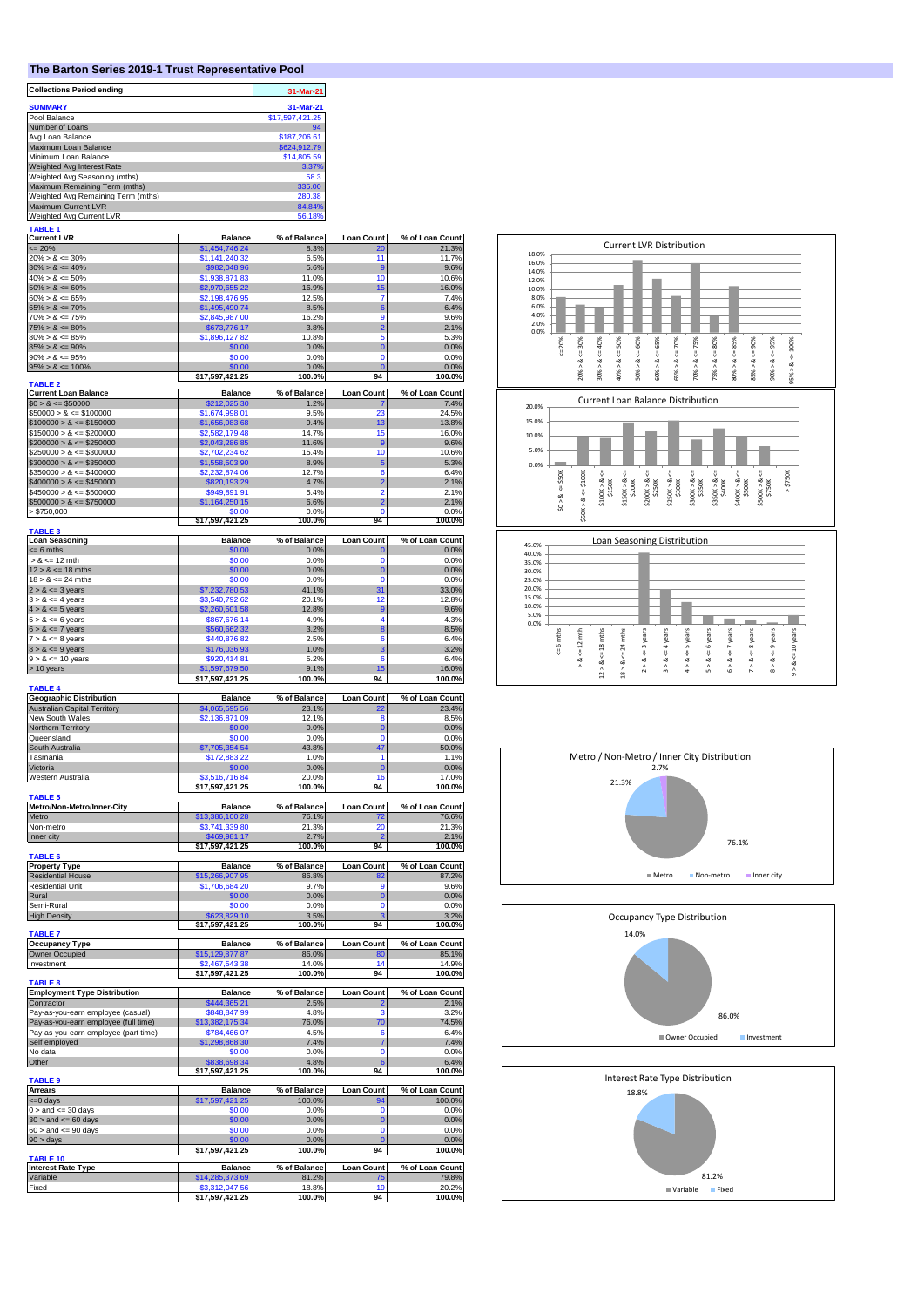# The Barton Series 2019-1 Trust Representative Pool

| Collections Period ending | 31-Mar-21 |
|---|---|

| SUMMARY | 31-Mar-21 |
|---|---|
| Pool Balance | $17,597,421.25 |
| Number of Loans | 94 |
| Avg Loan Balance | $187,206.61 |
| Maximum Loan Balance | $624,912.79 |
| Minimum Loan Balance | $14,805.59 |
| Weighted Avg Interest Rate | 3.37% |
| Weighted Avg Seasoning (mths) | 58.3 |
| Maximum Remaining Term (mths) | 335.00 |
| Weighted Avg Remaining Term (mths) | 280.38 |
| Maximum Current LVR | 84.84% |
| Weighted Avg Current LVR | 56.18% |

TABLE 1

| Current LVR | Balance | % of Balance | Loan Count | % of Loan Count |
|---|---|---|---|---|
| <= 20% | $1,454,746.24 | 8.3% | 20 | 21.3% |
| 20% > & <= 30% | $1,141,240.32 | 6.5% | 11 | 11.7% |
| 30% > & <= 40% | $982,048.96 | 5.6% | 9 | 9.6% |
| 40% > & <= 50% | $1,938,871.83 | 11.0% | 10 | 10.6% |
| 50% > & <= 60% | $2,970,655.22 | 16.9% | 15 | 16.0% |
| 60% > & <= 65% | $2,198,476.95 | 12.5% | 7 | 7.4% |
| 65% > & <= 70% | $1,495,490.74 | 8.5% | 6 | 6.4% |
| 70% > & <= 75% | $2,845,987.00 | 16.2% | 9 | 9.6% |
| 75% > & <= 80% | $673,776.17 | 3.8% | 2 | 2.1% |
| 80% > & <= 85% | $1,896,127.82 | 10.8% | 5 | 5.3% |
| 85% > & <= 90% | $0.00 | 0.0% | 0 | 0.0% |
| 90% > & <= 95% | $0.00 | 0.0% | 0 | 0.0% |
| 95% > & <= 100% | $0.00 | 0.0% | 0 | 0.0% |
| | $17,597,421.25 | 100.0% | 94 | 100.0% |

Current LVR Distribution

TABLE 2

| Current Loan Balance | Balance | % of Balance | Loan Count | % of Loan Count |
|---|---|---|---|---|
| $0 > & <= $50000 | $212,025.30 | 1.2% | 7 | 7.4% |
| $50000 > & <= $100000 | $1,674,998.01 | 9.5% | 23 | 24.5% |
| $100000 > & <= $150000 | $1,656,983.68 | 9.4% | 13 | 13.8% |
| $150000 > & <= $200000 | $2,582,179.48 | 14.7% | 15 | 16.0% |
| $200000 > & <= $250000 | $2,043,286.85 | 11.6% | 9 | 9.6% |
| $250000 > & <= $300000 | $2,702,234.62 | 15.4% | 10 | 10.6% |
| $300000 > & <= $350000 | $1,558,503.90 | 8.9% | 5 | 5.3% |
| $350000 > & <= $400000 | $2,232,874.06 | 12.7% | 6 | 6.4% |
| $400000 > & <= $450000 | $820,193.29 | 4.7% | 2 | 2.1% |
| $450000 > & <= $500000 | $949,891.91 | 5.4% | 2 | 2.1% |
| $500000 > & <= $750000 | $1,164,250.15 | 6.6% | 2 | 2.1% |
| > $750,000 | $0.00 | 0.0% | 0 | 0.0% |
| | $17,597,421.25 | 100.0% | 94 | 100.0% |

Current Loan Balance Distribution

TABLE 3

| Loan Seasoning | Balance | % of Balance | Loan Count | % of Loan Count |
|---|---|---|---|---|
| <= 6 mths | $0.00 | 0.0% | 0 | 0.0% |
| > & <= 12 mth | $0.00 | 0.0% | 0 | 0.0% |
| 12 > & <= 18 mths | $0.00 | 0.0% | 0 | 0.0% |
| 18 > & <= 24 mths | $0.00 | 0.0% | 0 | 0.0% |
| 2 > & <= 3 years | $7,232,780.53 | 41.1% | 31 | 33.0% |
| 3 > & <= 4 years | $3,540,792.62 | 20.1% | 12 | 12.8% |
| 4 > & <= 5 years | $2,260,501.58 | 12.8% | 9 | 9.6% |
| 5 > & <= 6 years | $867,676.14 | 4.9% | 4 | 4.3% |
| 6 > & <= 7 years | $560,662.32 | 3.2% | 8 | 8.5% |
| 7 > & <= 8 years | $440,876.82 | 2.5% | 6 | 6.4% |
| 8 > & <= 9 years | $176,036.93 | 1.0% | 3 | 3.2% |
| 9 > & <= 10 years | $920,414.81 | 5.2% | 6 | 6.4% |
| > 10 years | $1,597,679.50 | 9.1% | 15 | 16.0% |
| | $17,597,421.25 | 100.0% | 94 | 100.0% |

Loan Seasoning Distribution

TABLE 4

| Geographic Distribution | Balance | % of Balance | Loan Count | % of Loan Count |
|---|---|---|---|---|
| Australian Capital Territory | $4,065,595.56 | 23.1% | 22 | 23.4% |
| New South Wales | $2,136,871.09 | 12.1% | 8 | 8.5% |
| Northern Territory | $0.00 | 0.0% | 0 | 0.0% |
| Queensland | $0.00 | 0.0% | 0 | 0.0% |
| South Australia | $7,705,354.54 | 43.8% | 47 | 50.0% |
| Tasmania | $172,883.22 | 1.0% | 1 | 1.1% |
| Victoria | $0.00 | 0.0% | 0 | 0.0% |
| Western Australia | $3,516,716.84 | 20.0% | 16 | 17.0% |
| | $17,597,421.25 | 100.0% | 94 | 100.0% |

TABLE 5

| Metro/Non-Metro/Inner-City | Balance | % of Balance | Loan Count | % of Loan Count |
|---|---|---|---|---|
| Metro | $13,386,100.28 | 76.1% | 72 | 76.6% |
| Non-metro | $3,741,339.80 | 21.3% | 20 | 21.3% |
| Inner city | $469,981.17 | 2.7% | 2 | 2.1% |
| | $17,597,421.25 | 100.0% | 94 | 100.0% |

Metro / Non-Metro / Inner City Distribution
2.7%
21.3%
76.1%
Metro Non-metro Inner city

TABLE 6

| Property Type | Balance | % of Balance | Loan Count | % of Loan Count |
|---|---|---|---|---|
| Residential House | $15,266,907.95 | 86.8% | 82 | 87.2% |
| Residential Unit | $1,706,684.20 | 9.7% | 9 | 9.6% |
| Rural | $0.00 | 0.0% | 0 | 0.0% |
| Semi-Rural | $0.00 | 0.0% | 0 | 0.0% |
| High Density | $623,829.10 | 3.5% | 3 | 3.2% |
| | $17,597,421.25 | 100.0% | 94 | 100.0% |

TABLE 7

| Occupancy Type | Balance | % of Balance | Loan Count | % of Loan Count |
|---|---|---|---|---|
| Owner Occupied | $15,129,877.87 | 86.0% | 80 | 85.1% |
| Investment | $2,467,543.38 | 14.0% | 14 | 14.9% |
| | $17,597,421.25 | 100.0% | 94 | 100.0% |

Occupancy Type Distribution
14.0%
86.0%
Owner Occupied Investment

TABLE 8

| Employment Type Distribution | Balance | % of Balance | Loan Count | % of Loan Count |
|---|---|---|---|---|
| Contractor | $444,365.21 | 2.5% | 2 | 2.1% |
| Pay-as-you-earn employee (casual) | $848,847.99 | 4.8% | 3 | 3.2% |
| Pay-as-you-earn employee (full time) | $13,382,175.34 | 76.0% | 70 | 74.5% |
| Pay-as-you-earn employee (part time) | $784,466.07 | 4.5% | 6 | 6.4% |
| Self employed | $1,298,868.30 | 7.4% | 7 | 7.4% |
| No data | $0.00 | 0.0% | 0 | 0.0% |
| Other | $838,698.34 | 4.8% | 6 | 6.4% |
| | $17,597,421.25 | 100.0% | 94 | 100.0% |

TABLE 9

| Arrears | Balance | % of Balance | Loan Count | % of Loan Count |
|---|---|---|---|---|
| <=0 days | $17,597,421.25 | 100.0% | 94 | 100.0% |
| 0 > and <= 30 days | $0.00 | 0.0% | 0 | 0.0% |
| 30 > and <= 60 days | $0.00 | 0.0% | 0 | 0.0% |
| 60 > and <= 90 days | $0.00 | 0.0% | 0 | 0.0% |
| 90 > days | $0.00 | 0.0% | 0 | 0.0% |
| | $17,597,421.25 | 100.0% | 94 | 100.0% |

TABLE 10

| Interest Rate Type | Balance | % of Balance | Loan Count | % of Loan Count |
|---|---|---|---|---|
| Variable | $14,285,373.69 | 81.2% | 75 | 79.8% |
| Fixed | $3,312,047.56 | 18.8% | 19 | 20.2% |
| | $17,597,421.25 | 100.0% | 94 | 100.0% |

Interest Rate Type Distribution
18.8%
81.2%
Variable Fixed